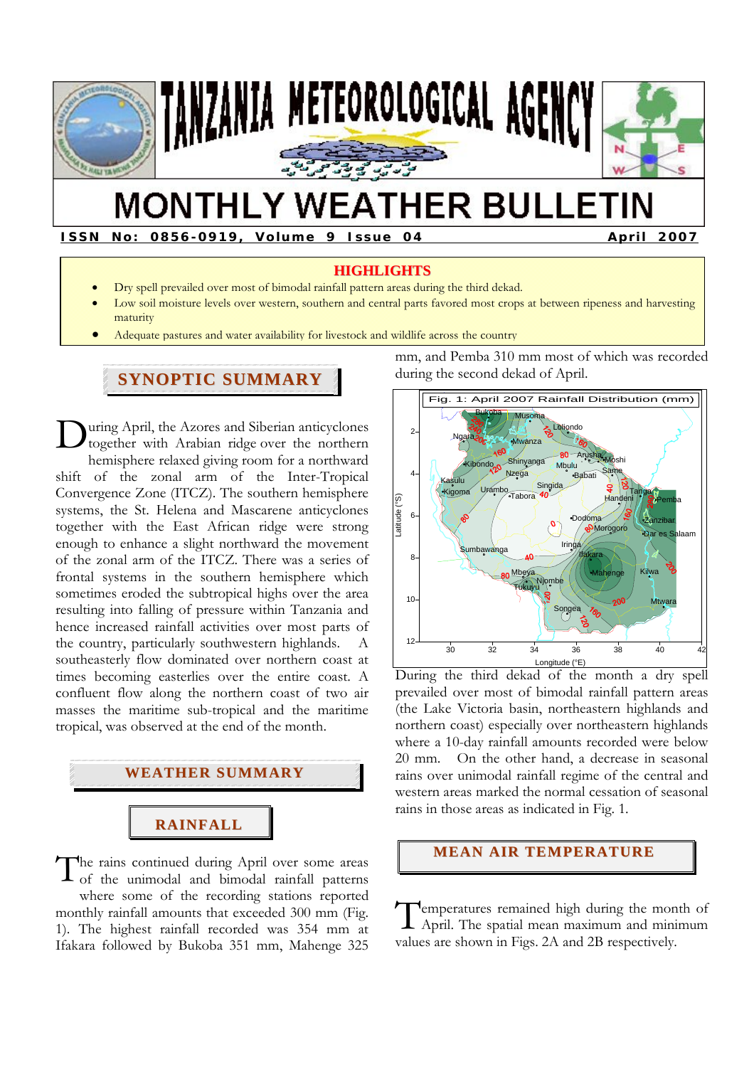# TANZANIA METEOROLOGICAL AGENCY

# MONTHLY WEATHER BULLETIN

**ISSN No: 0856-0919, Volume 9 Issue 04** **April 2007**

## HIGHLIGHTS

- Dry spell prevailed over most of bimodal rainfall pattern areas during the third dekad.
- Low soil moisture levels over western, southern and central parts favored most crops at between ripeness and harvesting maturity
- Adequate pastures and water availability for livestock and wildlife across the country

## SYNOPTIC SUMMARY

During April, the Azores and Siberian anticyclones together with Arabian ridge over the northern hemisphere relaxed giving room for a northward shift of the zonal arm of the Inter-Tropical Convergence Zone (ITCZ). The southern hemisphere systems, the St. Helena and Mascarene anticyclones together with the East African ridge were strong enough to enhance a slight northward the movement of the zonal arm of the ITCZ. There was a series of frontal systems in the southern hemisphere which sometimes eroded the subtropical highs over the area resulting into falling of pressure within Tanzania and hence increased rainfall activities over most parts of the country, particularly southwestern highlands. A southeasterly flow dominated over northern coast at times becoming easterlies over the entire coast. A confluent flow along the northern coast of two air masses the maritime sub-tropical and the maritime tropical, was observed at the end of the month.

## WEATHER SUMMARY

### RAINFALL

The rains continued during April over some areas of the unimodal and bimodal rainfall patterns where some of the recording stations reported monthly rainfall amounts that exceeded 300 mm (Fig. 1). The highest rainfall recorded was 354 mm at Ifakara followed by Bukoba 351 mm, Mahenge 325 mm, and Pemba 310 mm most of which was recorded during the second dekad of April.

Fig. 1: April 2007 Rainfall Distribution (mm)

During the third dekad of the month a dry spell prevailed over most of bimodal rainfall pattern areas (the Lake Victoria basin, northeastern highlands and northern coast) especially over northeastern highlands where a 10-day rainfall amounts recorded were below 20 mm. On the other hand, a decrease in seasonal rains over unimodal rainfall regime of the central and western areas marked the normal cessation of seasonal rains in those areas as indicated in Fig. 1.

## MEAN AIR TEMPERATURE

Temperatures remained high during the month of April. The spatial mean maximum and minimum values are shown in Figs. 2A and 2B respectively.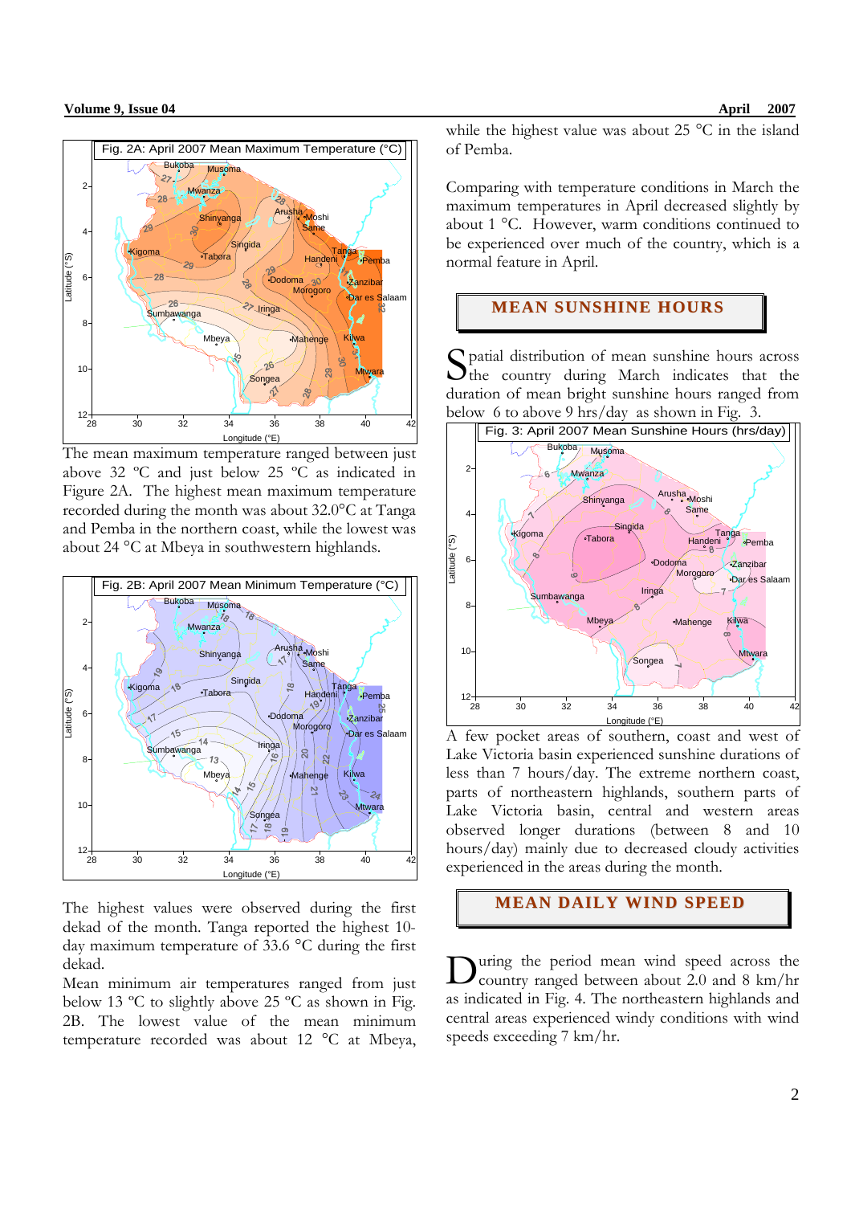Fig. 2A: April 2007 Mean Maximum Temperature (°C)

The mean maximum temperature ranged between just above 32 ºC and just below 25 ºC as indicated in Figure 2A. The highest mean maximum temperature recorded during the month was about 32.0°C at Tanga and Pemba in the northern coast, while the lowest was about 24 °C at Mbeya in southwestern highlands.

Fig. 2B: April 2007 Mean Minimum Temperature (°C)

The highest values were observed during the first dekad of the month. Tanga reported the highest 10-day maximum temperature of 33.6 °C during the first dekad.

Mean minimum air temperatures ranged from just below 13 ºC to slightly above 25 ºC as shown in Fig. 2B. The lowest value of the mean minimum temperature recorded was about 12 °C at Mbeya, while the highest value was about 25 °C in the island of Pemba.

Comparing with temperature conditions in March the maximum temperatures in April decreased slightly by about 1 °C. However, warm conditions continued to be experienced over much of the country, which is a normal feature in April.

## MEAN SUNSHINE HOURS

Spatial distribution of mean sunshine hours across the country during March indicates that the duration of mean bright sunshine hours ranged from below 6 to above 9 hrs/day as shown in Fig. 3.

Fig. 3: April 2007 Mean Sunshine Hours (hrs/day)

A few pocket areas of southern, coast and west of Lake Victoria basin experienced sunshine durations of less than 7 hours/day. The extreme northern coast, parts of northeastern highlands, southern parts of Lake Victoria basin, central and western areas observed longer durations (between 8 and 10 hours/day) mainly due to decreased cloudy activities experienced in the areas during the month.

## MEAN DAILY WIND SPEED

During the period mean wind speed across the country ranged between about 2.0 and 8 km/hr as indicated in Fig. 4. The northeastern highlands and central areas experienced windy conditions with wind speeds exceeding 7 km/hr.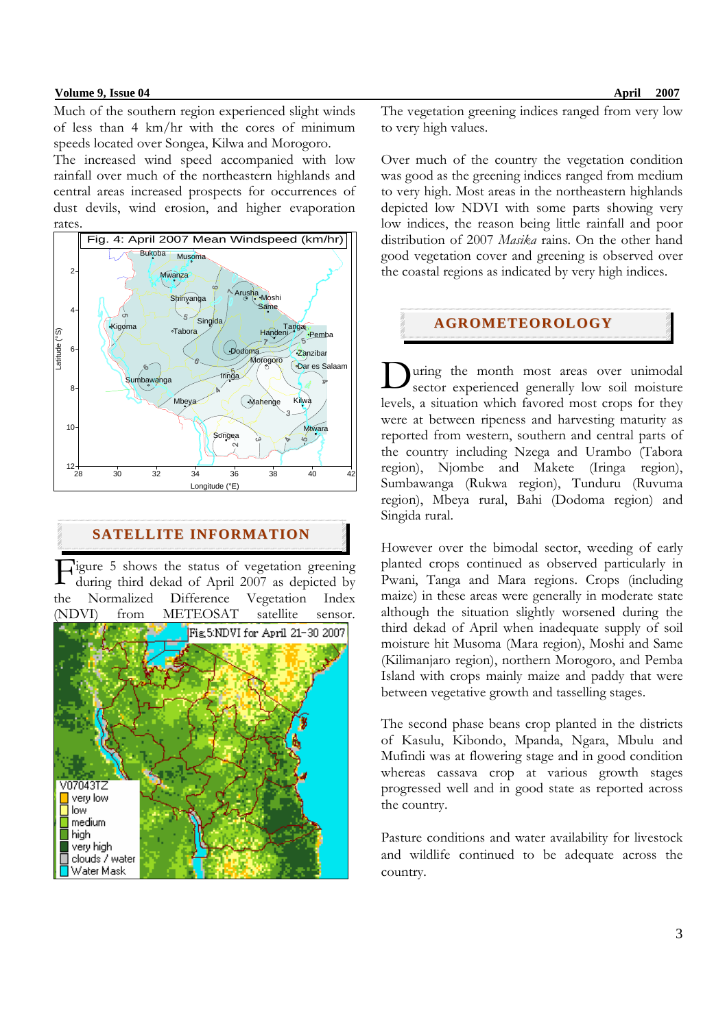Much of the southern region experienced slight winds of less than 4 km/hr with the cores of minimum speeds located over Songea, Kilwa and Morogoro.

The increased wind speed accompanied with low rainfall over much of the northeastern highlands and central areas increased prospects for occurrences of dust devils, wind erosion, and higher evaporation rates.

Fig. 4: April 2007 Mean Windspeed (km/hr)

## SATELLITE INFORMATION

Figure 5 shows the status of vegetation greening during third dekad of April 2007 as depicted by the Normalized Difference Vegetation Index (NDVI) from METEOSAT satellite sensor.

Fig.5:NDVI for April 21-30 2007

The vegetation greening indices ranged from very low to very high values.

Over much of the country the vegetation condition was good as the greening indices ranged from medium to very high. Most areas in the northeastern highlands depicted low NDVI with some parts showing very low indices, the reason being little rainfall and poor distribution of 2007 *Masika* rains. On the other hand good vegetation cover and greening is observed over the coastal regions as indicated by very high indices.

## AGROMETEOROLOGY

During the month most areas over unimodal sector experienced generally low soil moisture levels, a situation which favored most crops for they were at between ripeness and harvesting maturity as reported from western, southern and central parts of the country including Nzega and Urambo (Tabora region), Njombe and Makete (Iringa region), Sumbawanga (Rukwa region), Tunduru (Ruvuma region), Mbeya rural, Bahi (Dodoma region) and Singida rural.

However over the bimodal sector, weeding of early planted crops continued as observed particularly in Pwani, Tanga and Mara regions. Crops (including maize) in these areas were generally in moderate state although the situation slightly worsened during the third dekad of April when inadequate supply of soil moisture hit Musoma (Mara region), Moshi and Same (Kilimanjaro region), northern Morogoro, and Pemba Island with crops mainly maize and paddy that were between vegetative growth and tasselling stages.

The second phase beans crop planted in the districts of Kasulu, Kibondo, Mpanda, Ngara, Mbulu and Mufindi was at flowering stage and in good condition whereas cassava crop at various growth stages progressed well and in good state as reported across the country.

Pasture conditions and water availability for livestock and wildlife continued to be adequate across the country.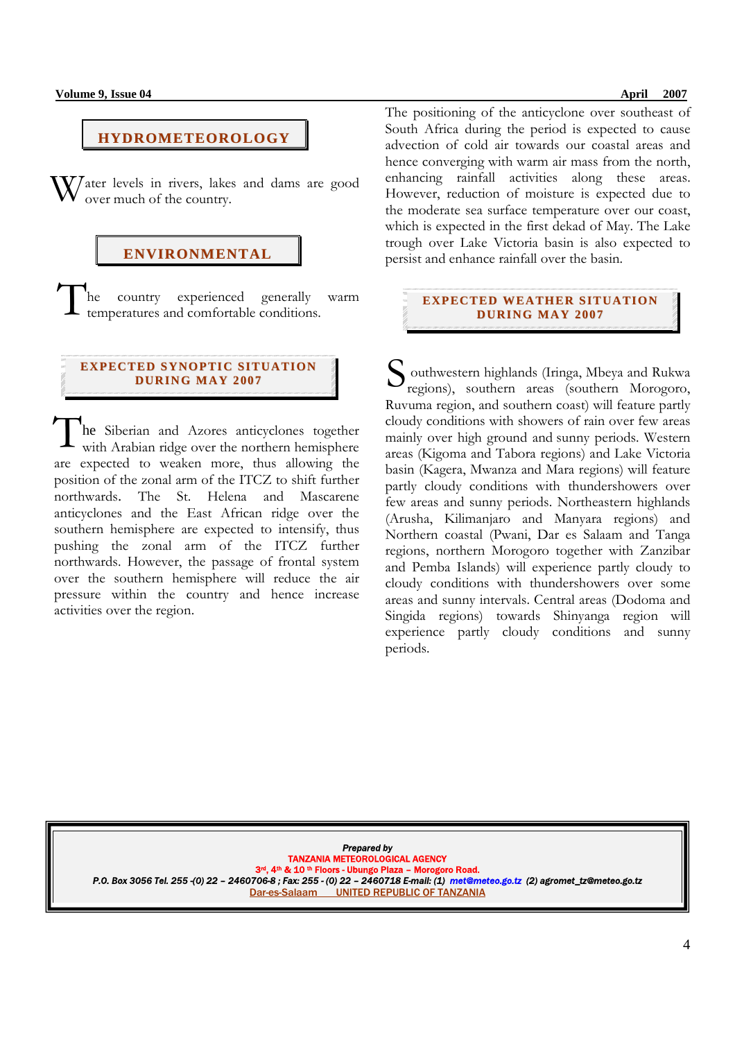## HYDROMETEOROLOGY

Water levels in rivers, lakes and dams are good over much of the country.

## ENVIRONMENTAL

The country experienced generally warm temperatures and comfortable conditions.

## EXPECTED SYNOPTIC SITUATION DURING MAY 2007

The Siberian and Azores anticyclones together with Arabian ridge over the northern hemisphere are expected to weaken more, thus allowing the position of the zonal arm of the ITCZ to shift further northwards. The St. Helena and Mascarene anticyclones and the East African ridge over the southern hemisphere are expected to intensify, thus pushing the zonal arm of the ITCZ further northwards. However, the passage of frontal system over the southern hemisphere will reduce the air pressure within the country and hence increase activities over the region.

The positioning of the anticyclone over southeast of South Africa during the period is expected to cause advection of cold air towards our coastal areas and hence converging with warm air mass from the north, enhancing rainfall activities along these areas. However, reduction of moisture is expected due to the moderate sea surface temperature over our coast, which is expected in the first dekad of May. The Lake trough over Lake Victoria basin is also expected to persist and enhance rainfall over the basin.

## EXPECTED WEATHER SITUATION DURING MAY 2007

Southwestern highlands (Iringa, Mbeya and Rukwa regions), southern areas (southern Morogoro, Ruvuma region, and southern coast) will feature partly cloudy conditions with showers of rain over few areas mainly over high ground and sunny periods. Western areas (Kigoma and Tabora regions) and Lake Victoria basin (Kagera, Mwanza and Mara regions) will feature partly cloudy conditions with thundershowers over few areas and sunny periods. Northeastern highlands (Arusha, Kilimanjaro and Manyara regions) and Northern coastal (Pwani, Dar es Salaam and Tanga regions, northern Morogoro together with Zanzibar and Pemba Islands) will experience partly cloudy to cloudy conditions with thundershowers over some areas and sunny intervals. Central areas (Dodoma and Singida regions) towards Shinyanga region will experience partly cloudy conditions and sunny periods.

*Prepared by*

**TANZANIA METEOROLOGICAL AGENCY**

**3rd, 4th & 10th Floors - Ubungo Plaza – Morogoro Road.**

*P.O. Box 3056 Tel. 255 -(0) 22 – 2460706-8 ; Fax: 255 - (0) 22 – 2460718 E-mail: (1) met@meteo.go.tz (2) agromet_tz@meteo.go.tz*

Dar-es-Salaam UNITED REPUBLIC OF TANZANIA